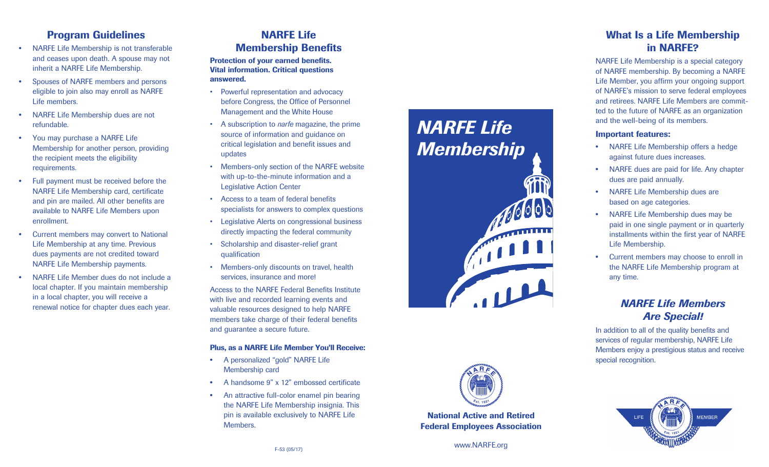## Program Guidelines

- NARFE Life Membership is not transferable and ceases upon death. A spouse may not inherit a NARFE Life Membership.
- Spouses of NARFE members and persons eligible to join also may enroll as NARFE Life members.
- NARFE Life Membership dues are not refundable.
- You may purchase a NARFE Life Membership for another person, providing the recipient meets the eligibility requirements.
- Full payment must be received before the NARFE Life Membership card, certificate and pin are mailed. All other benefits are available to NARFE Life Members upon enrollment.
- Current members may convert to National Life Membership at any time. Previous dues payments are not credited toward NARFE Life Membership payments.
- NARFE Life Member dues do not include a local chapter. If you maintain membership in a local chapter, you will receive a renewal notice for chapter dues each year.

## NARFE Life Membership Benefits

**Protection of your earned benefits. Vital information. Critical questions answered.**

- Powerful representation and advocacy before Congress, the Office of Personnel Management and the White House
- A subscription to *narfe* magazine, the prime source of information and guidance on critical legislation and benefit issues and updates
- Members-only section of the NARFE website with up-to-the-minute information and a Legislative Action Center
- Access to a team of federal benefits specialists for answers to complex questions
- Legislative Alerts on congressional business directly impacting the federal community
- Scholarship and disaster-relief grant qualification
- Members-only discounts on travel, health services, insurance and more!

Access to the NARFE Federal Benefits Institute with live and recorded learning events and valuable resources designed to help NARFE members take charge of their federal benefits and guarantee a secure future.

**Plus, as a NARFE Life Member You'll Receive:**

- A personalized "gold" NARFE Life Membership card
- A handsome 9" x 12" embossed certificate
- An attractive full-color enamel pin bearing the NARFE Life Membership insignia. This pin is available exclusively to NARFE Life Members.

F-53 (05/17)

# *NARFE Life Membership*

**National Active and Retired Federal Employees Association**

www.NARFE.org

## What Is a Life Membership in NARFE?

NARFE Life Membership is a special category of NARFE membership. By becoming a NARFE Life Member, you affirm your ongoing support of NARFE's mission to serve federal employees and retirees. NARFE Life Members are committed to the future of NARFE as an organization and the well-being of its members.

**Important features:**

- NARFE Life Membership offers a hedge against future dues increases.
- NARFE dues are paid for life. Any chapter dues are paid annually.
- NARFE Life Membership dues are based on age categories.
- NARFE Life Membership dues may be paid in one single payment or in quarterly installments within the first year of NARFE Life Membership.
- Current members may choose to enroll in the NARFE Life Membership program at any time.

## *NARFE Life Members Are Special!*

In addition to all of the quality benefits and services of regular membership, NARFE Life Members enjoy a prestigious status and receive special recognition.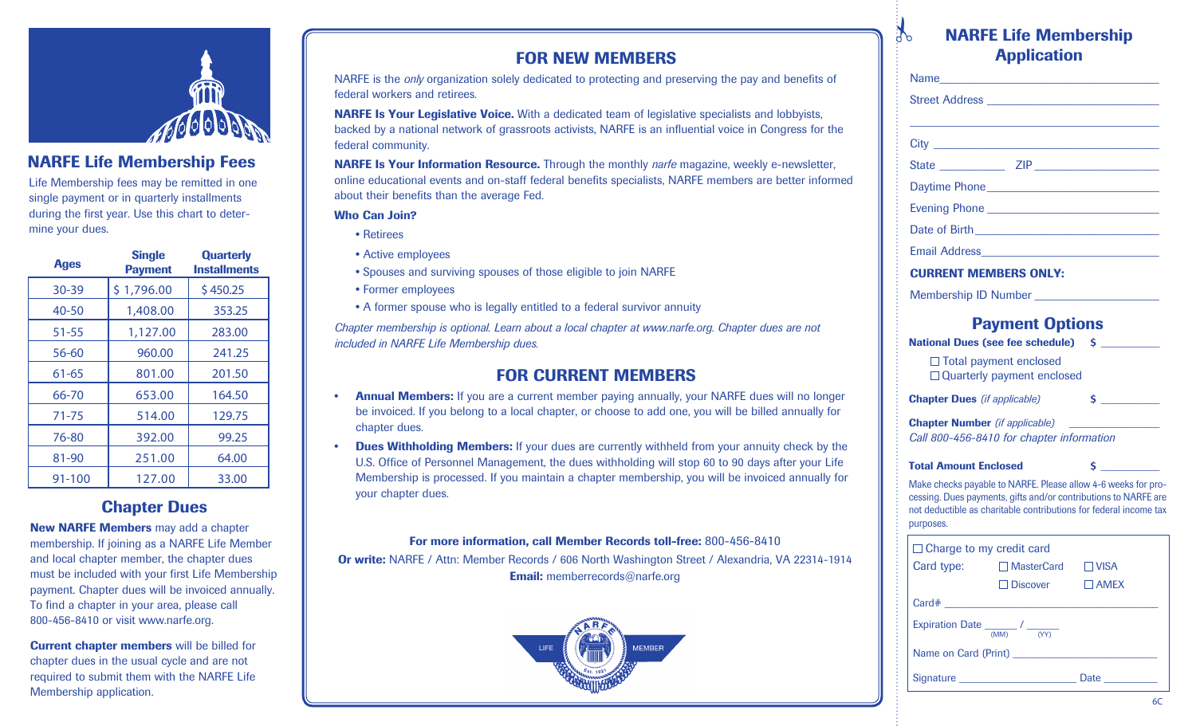## NARFE Life Membership Fees

Life Membership fees may be remitted in one single payment or in quarterly installments during the first year. Use this chart to determine your dues.

| Ages | Single Payment | Quarterly Installments |
|---|---|---|
| 30-39 | $ 1,796.00 | $ 450.25 |
| 40-50 | 1,408.00 | 353.25 |
| 51-55 | 1,127.00 | 283.00 |
| 56-60 | 960.00 | 241.25 |
| 61-65 | 801.00 | 201.50 |
| 66-70 | 653.00 | 164.50 |
| 71-75 | 514.00 | 129.75 |
| 76-80 | 392.00 | 99.25 |
| 81-90 | 251.00 | 64.00 |
| 91-100 | 127.00 | 33.00 |

## Chapter Dues

**New NARFE Members** may add a chapter membership. If joining as a NARFE Life Member and local chapter member, the chapter dues must be included with your first Life Membership payment. Chapter dues will be invoiced annually. To find a chapter in your area, please call 800-456-8410 or visit www.narfe.org.

**Current chapter members** will be billed for chapter dues in the usual cycle and are not required to submit them with the NARFE Life Membership application.

## FOR NEW MEMBERS

NARFE is the *only* organization solely dedicated to protecting and preserving the pay and benefits of federal workers and retirees.

**NARFE Is Your Legislative Voice.** With a dedicated team of legislative specialists and lobbyists, backed by a national network of grassroots activists, NARFE is an influential voice in Congress for the federal community.

**NARFE Is Your Information Resource.** Through the monthly *narfe* magazine, weekly e-newsletter, online educational events and on-staff federal benefits specialists, NARFE members are better informed about their benefits than the average Fed.

**Who Can Join?**

- Retirees
- Active employees
- Spouses and surviving spouses of those eligible to join NARFE
- Former employees
- A former spouse who is legally entitled to a federal survivor annuity

*Chapter membership is optional. Learn about a local chapter at www.narfe.org. Chapter dues are not included in NARFE Life Membership dues.*

## FOR CURRENT MEMBERS

- **Annual Members:** If you are a current member paying annually, your NARFE dues will no longer be invoiced. If you belong to a local chapter, or choose to add one, you will be billed annually for chapter dues.
- **Dues Withholding Members:** If your dues are currently withheld from your annuity check by the U.S. Office of Personnel Management, the dues withholding will stop 60 to 90 days after your Life Membership is processed. If you maintain a chapter membership, you will be invoiced annually for your chapter dues.

**For more information, call Member Records toll-free:** 800-456-8410

**Or write:** NARFE / Attn: Member Records / 606 North Washington Street / Alexandria, VA 22314-1914

**Email:** memberrecords@narfe.org

LIFE MEMBER

## NARFE Life Membership Application

Name\_\_\_\_\_\_\_\_\_\_\_\_\_\_\_\_\_\_\_\_\_\_\_\_\_\_\_\_

Street Address \_\_\_\_\_\_\_\_\_\_\_\_\_\_\_\_\_\_\_\_\_\_\_\_

\_\_\_\_\_\_\_\_\_\_\_\_\_\_\_\_\_\_\_\_\_\_\_\_\_\_\_\_\_\_\_\_\_

City \_\_\_\_\_\_\_\_\_\_\_\_\_\_\_\_\_\_\_\_\_\_\_\_\_\_\_\_\_

State \_\_\_\_\_\_\_\_ ZIP \_\_\_\_\_\_\_\_\_\_\_\_\_\_\_

Daytime Phone\_\_\_\_\_\_\_\_\_\_\_\_\_\_\_\_\_\_\_\_\_\_\_

Evening Phone \_\_\_\_\_\_\_\_\_\_\_\_\_\_\_\_\_\_\_\_\_\_

Date of Birth\_\_\_\_\_\_\_\_\_\_\_\_\_\_\_\_\_\_\_\_\_\_\_\_

Email Address\_\_\_\_\_\_\_\_\_\_\_\_\_\_\_\_\_\_\_\_\_\_\_

**CURRENT MEMBERS ONLY:**

Membership ID Number \_\_\_\_\_\_\_\_\_\_\_\_\_\_\_\_

### Payment Options

**National Dues (see fee schedule)** $ \_\_\_\_\_\_\_\_

☐ Total payment enclosed

☐ Quarterly payment enclosed

**Chapter Dues** *(if applicable)* $ \_\_\_\_\_\_\_\_

**Chapter Number** *(if applicable)* \_\_\_\_\_\_\_\_

*Call 800-456-8410 for chapter information*

**Total Amount Enclosed** $ \_\_\_\_\_\_\_\_

Make checks payable to NARFE. Please allow 4-6 weeks for processing. Dues payments, gifts and/or contributions to NARFE are not deductible as charitable contributions for federal income tax purposes.

☐ Charge to my credit card

Card type: ☐ MasterCard ☐ VISA ☐ Discover ☐ AMEX

Card# \_\_\_\_\_\_\_\_\_\_\_\_\_\_\_\_\_\_\_\_\_\_\_\_\_\_\_\_\_

Expiration Date \_\_\_\_\_ / \_\_\_\_\_ (MM) (YY)

Name on Card (Print) \_\_\_\_\_\_\_\_\_\_\_\_\_\_\_\_\_\_

Signature \_\_\_\_\_\_\_\_\_\_\_\_\_\_\_\_ Date \_\_\_\_\_\_\_\_

6C